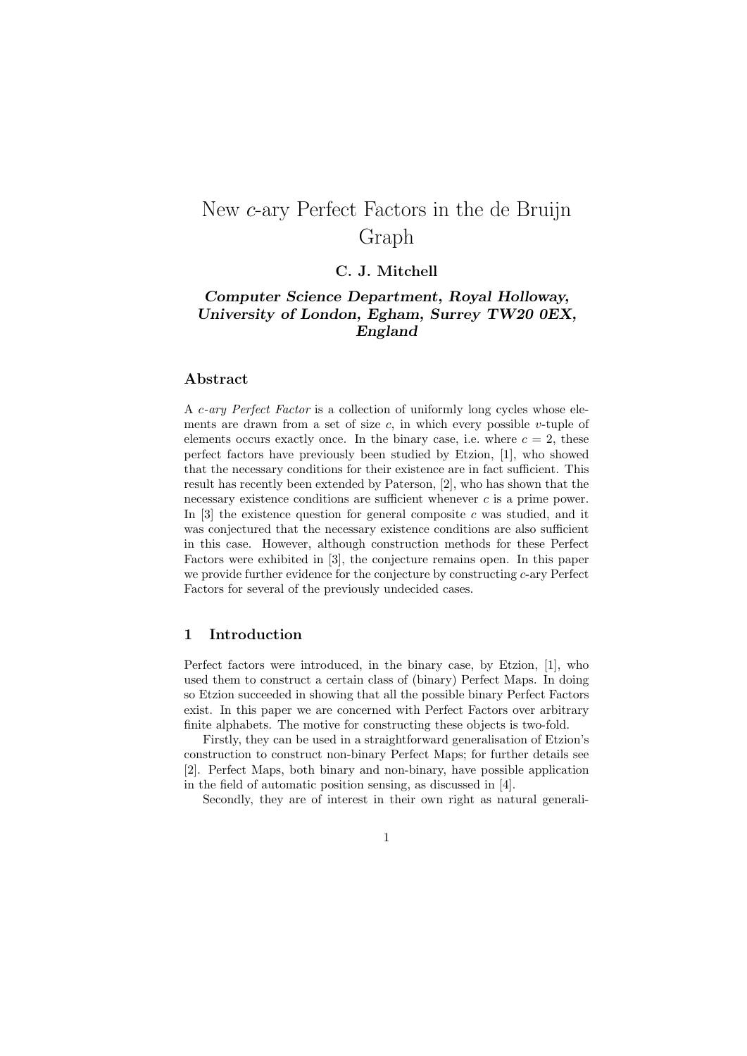# New $c$-ary Perfect Factors in the de Bruijn Graph

**C. J. Mitchell**

***Computer Science Department, Royal Holloway, University of London, Egham, Surrey TW20 0EX, England***

## Abstract

A *c-ary Perfect Factor* is a collection of uniformly long cycles whose elements are drawn from a set of size $c$, in which every possible $v$-tuple of elements occurs exactly once. In the binary case, i.e. where $c = 2$, these perfect factors have previously been studied by Etzion, [1], who showed that the necessary conditions for their existence are in fact sufficient. This result has recently been extended by Paterson, [2], who has shown that the necessary existence conditions are sufficient whenever $c$ is a prime power. In [3] the existence question for general composite $c$ was studied, and it was conjectured that the necessary existence conditions are also sufficient in this case. However, although construction methods for these Perfect Factors were exhibited in [3], the conjecture remains open. In this paper we provide further evidence for the conjecture by constructing $c$-ary Perfect Factors for several of the previously undecided cases.

## 1 Introduction

Perfect factors were introduced, in the binary case, by Etzion, [1], who used them to construct a certain class of (binary) Perfect Maps. In doing so Etzion succeeded in showing that all the possible binary Perfect Factors exist. In this paper we are concerned with Perfect Factors over arbitrary finite alphabets. The motive for constructing these objects is two-fold.

Firstly, they can be used in a straightforward generalisation of Etzion's construction to construct non-binary Perfect Maps; for further details see [2]. Perfect Maps, both binary and non-binary, have possible application in the field of automatic position sensing, as discussed in [4].

Secondly, they are of interest in their own right as natural generali-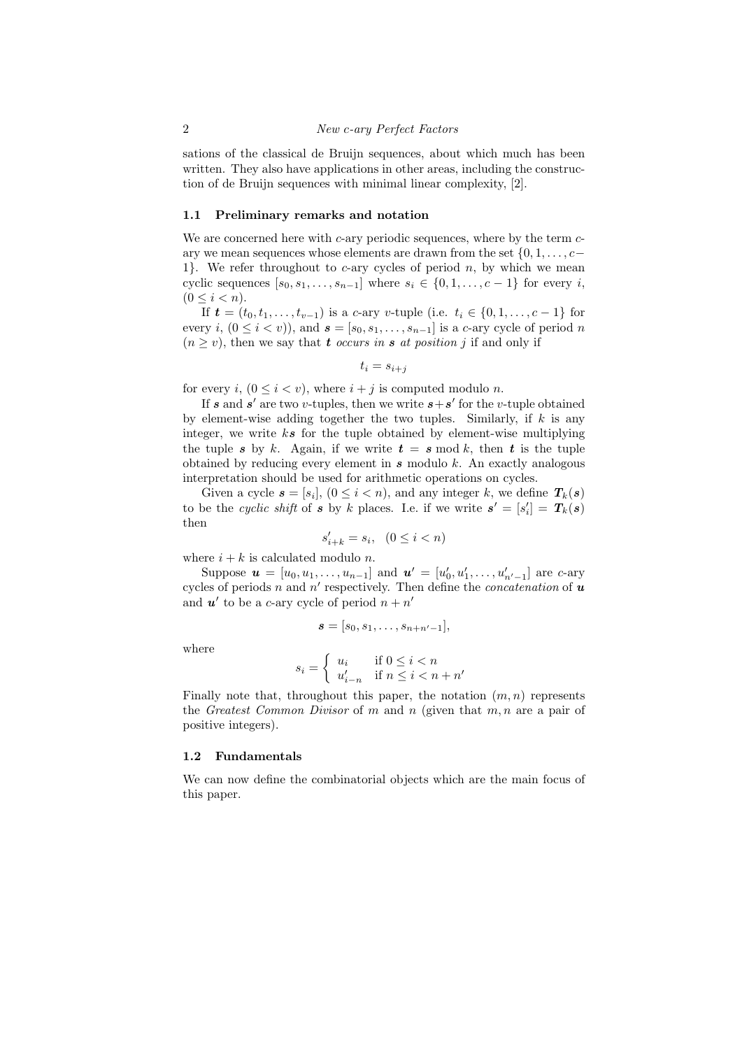sations of the classical de Bruijn sequences, about which much has been written. They also have applications in other areas, including the construction of de Bruijn sequences with minimal linear complexity, [2].

### 1.1 Preliminary remarks and notation

We are concerned here with $c$-ary periodic sequences, where by the term $c$-ary we mean sequences whose elements are drawn from the set $\{0, 1, \ldots, c-1\}$. We refer throughout to $c$-ary cycles of period $n$, by which we mean cyclic sequences $[s_0, s_1, \ldots, s_{n-1}]$ where $s_i \in \{0, 1, \ldots, c-1\}$ for every $i$, $(0 \leq i < n)$.

If $\boldsymbol{t} = (t_0, t_1, \ldots, t_{v-1})$ is a $c$-ary $v$-tuple (i.e. $t_i \in \{0, 1, \ldots, c-1\}$ for every $i$, $(0 \leq i < v)$), and $\boldsymbol{s} = [s_0, s_1, \ldots, s_{n-1}]$ is a $c$-ary cycle of period $n$ $(n \geq v)$, then we say that $\boldsymbol{t}$ *occurs in* $\boldsymbol{s}$ *at position* $j$ if and only if

$$t_i = s_{i+j}$$

for every $i$, $(0 \leq i < v)$, where $i + j$ is computed modulo $n$.

If $\boldsymbol{s}$ and $\boldsymbol{s}'$ are two $v$-tuples, then we write $\boldsymbol{s}+\boldsymbol{s}'$ for the $v$-tuple obtained by element-wise adding together the two tuples. Similarly, if $k$ is any integer, we write $k\boldsymbol{s}$ for the tuple obtained by element-wise multiplying the tuple $\boldsymbol{s}$ by $k$. Again, if we write $\boldsymbol{t} = \boldsymbol{s} \bmod k$, then $\boldsymbol{t}$ is the tuple obtained by reducing every element in $\boldsymbol{s}$ modulo $k$. An exactly analogous interpretation should be used for arithmetic operations on cycles.

Given a cycle $\boldsymbol{s} = [s_i]$, $(0 \leq i < n)$, and any integer $k$, we define $\boldsymbol{T}_k(\boldsymbol{s})$ to be the *cyclic shift* of $\boldsymbol{s}$ by $k$ places. I.e. if we write $\boldsymbol{s}' = [s'_i] = \boldsymbol{T}_k(\boldsymbol{s})$ then

$$s'_{i+k} = s_i, \quad (0 \leq i < n)$$

where $i + k$ is calculated modulo $n$.

Suppose $\boldsymbol{u} = [u_0, u_1, \ldots, u_{n-1}]$ and $\boldsymbol{u}' = [u'_0, u'_1, \ldots, u'_{n'-1}]$ are $c$-ary cycles of periods $n$ and $n'$ respectively. Then define the *concatenation* of $\boldsymbol{u}$ and $\boldsymbol{u}'$ to be a $c$-ary cycle of period $n + n'$

$$\boldsymbol{s} = [s_0, s_1, \ldots, s_{n+n'-1}],$$

where

$$s_i = \begin{cases} u_i & \text{if } 0 \leq i < n \\ u'_{i-n} & \text{if } n \leq i < n + n' \end{cases}$$

Finally note that, throughout this paper, the notation $(m, n)$ represents the *Greatest Common Divisor* of $m$ and $n$ (given that $m, n$ are a pair of positive integers).

### 1.2 Fundamentals

We can now define the combinatorial objects which are the main focus of this paper.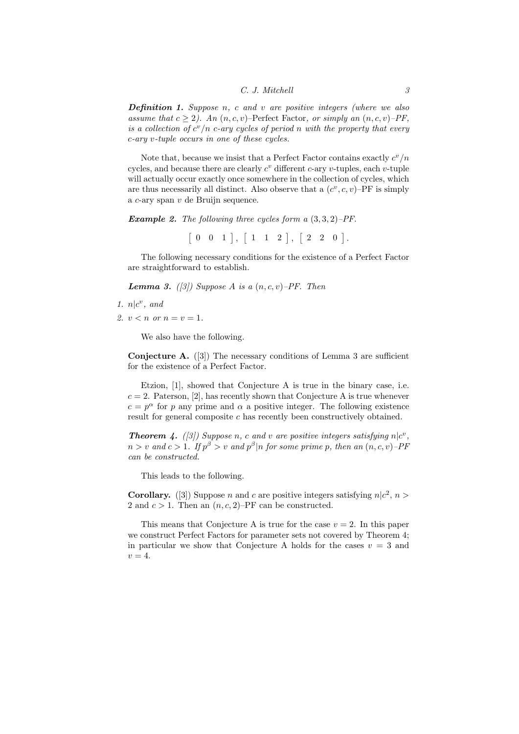***Definition 1.*** *Suppose $n$, $c$ and $v$ are positive integers (where we also assume that $c \geq 2$). An $(n, c, v)$–*Perfect Factor*, or simply an $(n, c, v)$–PF, is a collection of $c^v/n$ $c$-ary cycles of period $n$ with the property that every $c$-ary $v$-tuple occurs in one of these cycles.*

Note that, because we insist that a Perfect Factor contains exactly $c^v/n$ cycles, and because there are clearly $c^v$ different $c$-ary $v$-tuples, each $v$-tuple will actually occur exactly once somewhere in the collection of cycles, which are thus necessarily all distinct. Also observe that a $(c^v, c, v)$–PF is simply a $c$-ary span $v$ de Bruijn sequence.

***Example 2.*** *The following three cycles form a $(3, 3, 2)$–PF.*

$$[\ 0 \quad 0 \quad 1\ ],\ [\ 1 \quad 1 \quad 2\ ],\ [\ 2 \quad 2 \quad 0\ ].$$

The following necessary conditions for the existence of a Perfect Factor are straightforward to establish.

***Lemma 3.*** *([3]) Suppose $A$ is a $(n, c, v)$–PF. Then*

1. *$n|c^v$, and*
2. *$v < n$ or $n = v = 1$.*

We also have the following.

**Conjecture A.** ([3]) The necessary conditions of Lemma 3 are sufficient for the existence of a Perfect Factor.

Etzion, [1], showed that Conjecture A is true in the binary case, i.e. $c = 2$. Paterson, [2], has recently shown that Conjecture A is true whenever $c = p^\alpha$ for $p$ any prime and $\alpha$ a positive integer. The following existence result for general composite $c$ has recently been constructively obtained.

***Theorem 4.*** *([3]) Suppose $n$, $c$ and $v$ are positive integers satisfying $n|c^v$, $n > v$ and $c > 1$. If $p^\beta > v$ and $p^\beta|n$ for some prime $p$, then an $(n, c, v)$–PF can be constructed.*

This leads to the following.

**Corollary.** ([3]) Suppose $n$ and $c$ are positive integers satisfying $n|c^2$, $n > 2$ and $c > 1$. Then an $(n, c, 2)$–PF can be constructed.

This means that Conjecture A is true for the case $v = 2$. In this paper we construct Perfect Factors for parameter sets not covered by Theorem 4; in particular we show that Conjecture A holds for the cases $v = 3$ and $v = 4$.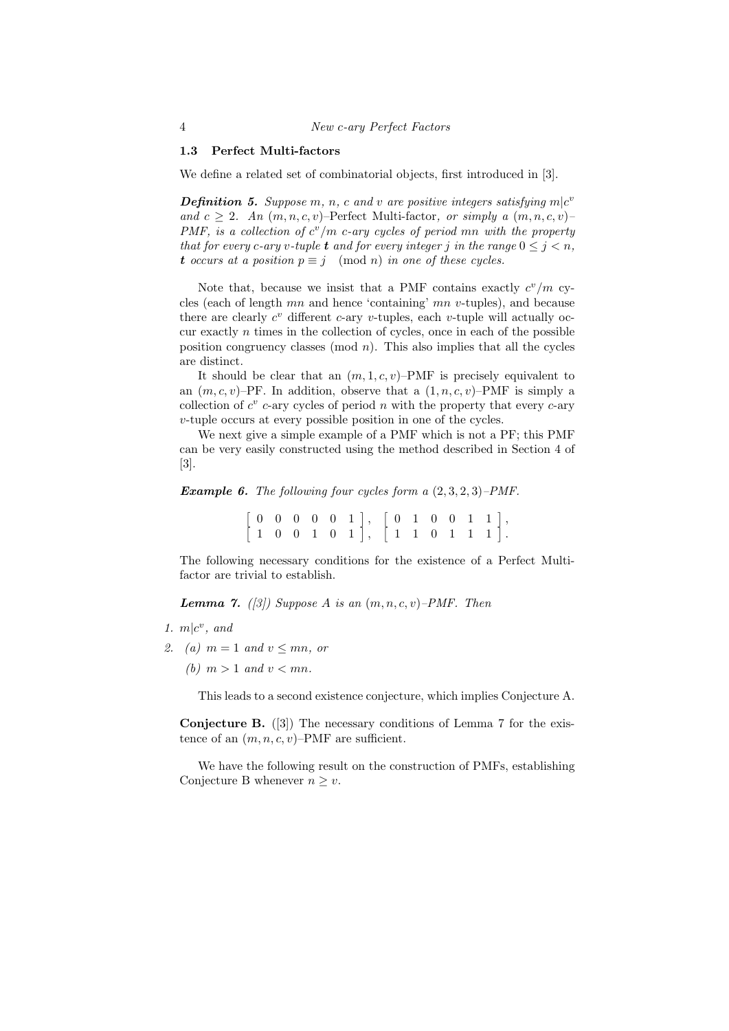### 1.3 Perfect Multi-factors

We define a related set of combinatorial objects, first introduced in [3].

***Definition 5.*** *Suppose $m$, $n$, $c$ and $v$ are positive integers satisfying $m|c^v$ and $c \geq 2$. An $(m,n,c,v)$–Perfect Multi-factor, or simply a $(m,n,c,v)$–PMF, is a collection of $c^v/m$ $c$-ary cycles of period $mn$ with the property that for every $c$-ary $v$-tuple $\mathbf{t}$ and for every integer $j$ in the range $0 \leq j < n$, $\mathbf{t}$ occurs at a position $p \equiv j \pmod{n}$ in one of these cycles.*

Note that, because we insist that a PMF contains exactly $c^v/m$ cycles (each of length $mn$ and hence 'containing' $mn$ $v$-tuples), and because there are clearly $c^v$ different $c$-ary $v$-tuples, each $v$-tuple will actually occur exactly $n$ times in the collection of cycles, once in each of the possible position congruency classes (mod $n$). This also implies that all the cycles are distinct.

It should be clear that an $(m,1,c,v)$–PMF is precisely equivalent to an $(m,c,v)$–PF. In addition, observe that a $(1,n,c,v)$–PMF is simply a collection of $c^v$ $c$-ary cycles of period $n$ with the property that every $c$-ary $v$-tuple occurs at every possible position in one of the cycles.

We next give a simple example of a PMF which is not a PF; this PMF can be very easily constructed using the method described in Section 4 of [3].

***Example 6.*** *The following four cycles form a $(2,3,2,3)$–PMF.*

$$\left[\begin{array}{cccccc} 0 & 0 & 0 & 0 & 0 & 1 \end{array}\right], \quad \left[\begin{array}{cccccc} 0 & 1 & 0 & 0 & 1 & 1 \end{array}\right],$$
$$\left[\begin{array}{cccccc} 1 & 0 & 0 & 1 & 0 & 1 \end{array}\right], \quad \left[\begin{array}{cccccc} 1 & 1 & 0 & 1 & 1 & 1 \end{array}\right].$$

The following necessary conditions for the existence of a Perfect Multi-factor are trivial to establish.

***Lemma 7.*** *([3]) Suppose $A$ is an $(m,n,c,v)$–PMF. Then*

1. *$m|c^v$, and*
2. *(a) $m = 1$ and $v \leq mn$, or*

   *(b) $m > 1$ and $v < mn$.*

This leads to a second existence conjecture, which implies Conjecture A.

**Conjecture B.** ([3]) The necessary conditions of Lemma 7 for the existence of an $(m,n,c,v)$–PMF are sufficient.

We have the following result on the construction of PMFs, establishing Conjecture B whenever $n \geq v$.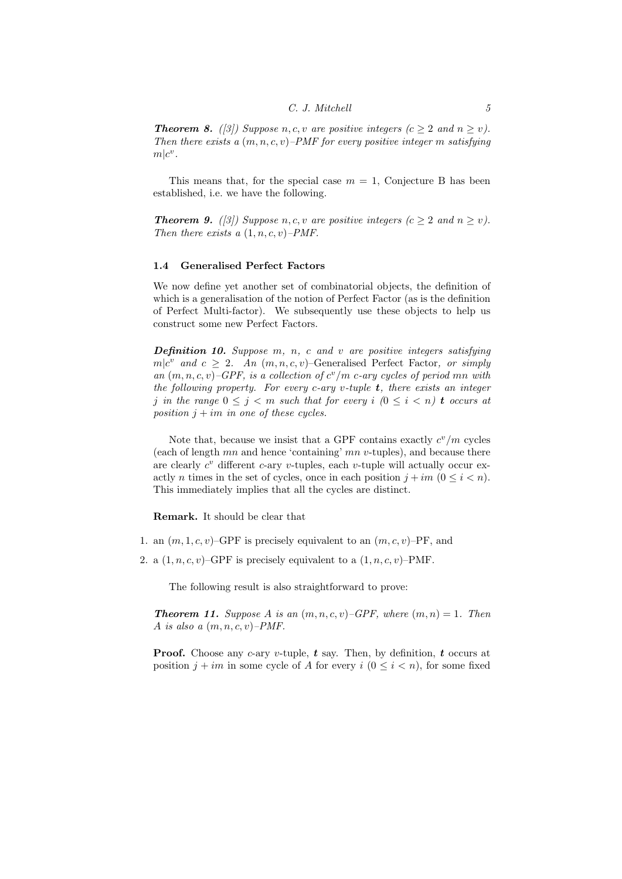***Theorem 8.*** *([3]) Suppose $n, c, v$ are positive integers ($c \geq 2$ and $n \geq v$). Then there exists a $(m, n, c, v)$–PMF for every positive integer $m$ satisfying $m | c^v$.*

This means that, for the special case $m = 1$, Conjecture B has been established, i.e. we have the following.

***Theorem 9.*** *([3]) Suppose $n, c, v$ are positive integers ($c \geq 2$ and $n \geq v$). Then there exists a $(1, n, c, v)$–PMF.*

### 1.4 Generalised Perfect Factors

We now define yet another set of combinatorial objects, the definition of which is a generalisation of the notion of Perfect Factor (as is the definition of Perfect Multi-factor). We subsequently use these objects to help us construct some new Perfect Factors.

***Definition 10.*** *Suppose $m$, $n$, $c$ and $v$ are positive integers satisfying $m | c^v$ and $c \geq 2$. An $(m, n, c, v)$–Generalised* Perfect Factor*, or simply an $(m, n, c, v)$–GPF, is a collection of $c^v/m$ $c$-ary cycles of period $mn$ with the following property. For every $c$-ary $v$-tuple $\boldsymbol{t}$, there exists an integer $j$ in the range $0 \leq j < m$ such that for every $i$ ($0 \leq i < n$) $\boldsymbol{t}$ occurs at position $j + im$ in one of these cycles.*

Note that, because we insist that a GPF contains exactly $c^v/m$ cycles (each of length $mn$ and hence 'containing' $mn$ $v$-tuples), and because there are clearly $c^v$ different $c$-ary $v$-tuples, each $v$-tuple will actually occur exactly $n$ times in the set of cycles, once in each position $j + im$ ($0 \leq i < n$). This immediately implies that all the cycles are distinct.

**Remark.** It should be clear that

1. an $(m, 1, c, v)$–GPF is precisely equivalent to an $(m, c, v)$–PF, and
2. a $(1, n, c, v)$–GPF is precisely equivalent to a $(1, n, c, v)$–PMF.

The following result is also straightforward to prove:

***Theorem 11.*** *Suppose $A$ is an $(m, n, c, v)$–GPF, where $(m, n) = 1$. Then $A$ is also a $(m, n, c, v)$–PMF.*

**Proof.** Choose any $c$-ary $v$-tuple, $\boldsymbol{t}$ say. Then, by definition, $\boldsymbol{t}$ occurs at position $j + im$ in some cycle of $A$ for every $i$ ($0 \leq i < n$), for some fixed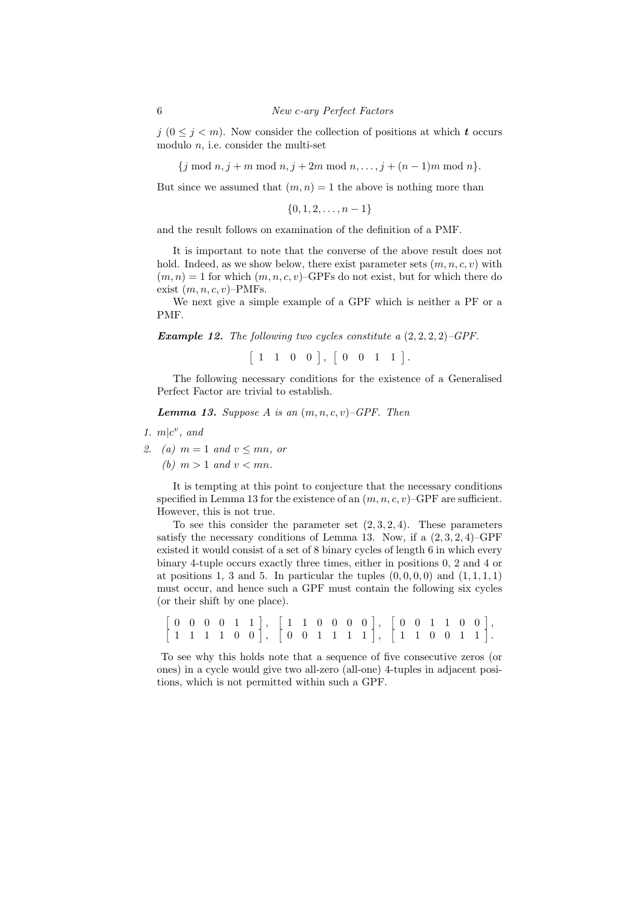$j$ $(0 \leq j < m)$. Now consider the collection of positions at which $\boldsymbol{t}$ occurs modulo $n$, i.e. consider the multi-set

$$\{j \bmod n, j+m \bmod n, j+2m \bmod n, \ldots, j+(n-1)m \bmod n\}.$$

But since we assumed that $(m,n)=1$ the above is nothing more than

$$\{0,1,2,\ldots,n-1\}$$

and the result follows on examination of the definition of a PMF.

It is important to note that the converse of the above result does not hold. Indeed, as we show below, there exist parameter sets $(m,n,c,v)$ with $(m,n)=1$ for which $(m,n,c,v)$–GPFs do not exist, but for which there do exist $(m,n,c,v)$–PMFs.

We next give a simple example of a GPF which is neither a PF or a PMF.

***Example 12.*** *The following two cycles constitute a $(2,2,2,2)$–GPF.*

$$\left[\begin{array}{cccc} 1 & 1 & 0 & 0 \end{array}\right], \left[\begin{array}{cccc} 0 & 0 & 1 & 1 \end{array}\right].$$

The following necessary conditions for the existence of a Generalised Perfect Factor are trivial to establish.

***Lemma 13.*** *Suppose $A$ is an $(m,n,c,v)$–GPF. Then*

1. *$m|c^v$, and*
2. *(a) $m=1$ and $v \leq mn$, or*

   *(b) $m>1$ and $v<mn$.*

It is tempting at this point to conjecture that the necessary conditions specified in Lemma 13 for the existence of an $(m,n,c,v)$–GPF are sufficient. However, this is not true.

To see this consider the parameter set $(2,3,2,4)$. These parameters satisfy the necessary conditions of Lemma 13. Now, if a $(2,3,2,4)$–GPF existed it would consist of a set of 8 binary cycles of length 6 in which every binary 4-tuple occurs exactly three times, either in positions 0, 2 and 4 or at positions 1, 3 and 5. In particular the tuples $(0,0,0,0)$ and $(1,1,1,1)$ must occur, and hence such a GPF must contain the following six cycles (or their shift by one place).

$$\begin{array}{c} \left[\begin{array}{cccccc} 0 & 0 & 0 & 0 & 1 & 1 \end{array}\right], \left[\begin{array}{cccccc} 1 & 1 & 0 & 0 & 0 & 0 \end{array}\right], \left[\begin{array}{cccccc} 0 & 0 & 1 & 1 & 0 & 0 \end{array}\right], \\ \left[\begin{array}{cccccc} 1 & 1 & 1 & 1 & 0 & 0 \end{array}\right], \left[\begin{array}{cccccc} 0 & 0 & 1 & 1 & 1 & 1 \end{array}\right], \left[\begin{array}{cccccc} 1 & 1 & 0 & 0 & 1 & 1 \end{array}\right]. \end{array}$$

To see why this holds note that a sequence of five consecutive zeros (or ones) in a cycle would give two all-zero (all-one) 4-tuples in adjacent positions, which is not permitted within such a GPF.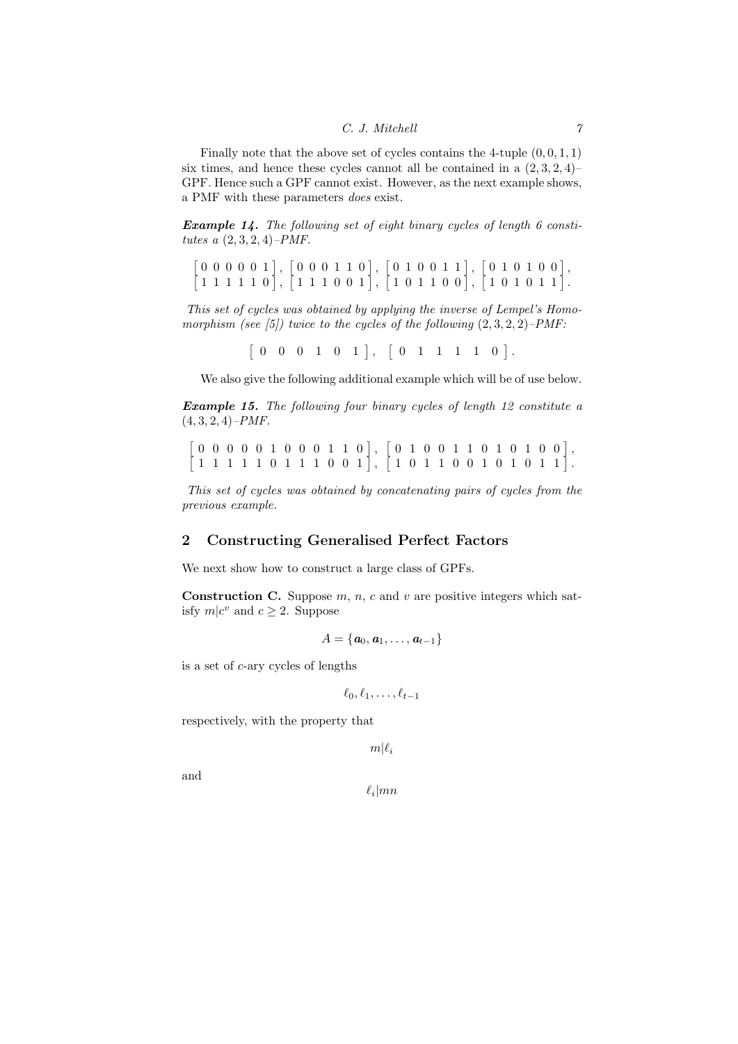Finally note that the above set of cycles contains the 4-tuple $(0, 0, 1, 1)$ six times, and hence these cycles cannot all be contained in a $(2, 3, 2, 4)$–GPF. Hence such a GPF cannot exist. However, as the next example shows, a PMF with these parameters *does* exist.

***Example 14.*** *The following set of eight binary cycles of length 6 constitutes a $(2, 3, 2, 4)$–PMF.*

$$\begin{bmatrix} 0 & 0 & 0 & 0 & 0 & 1 \\ 1 & 1 & 1 & 1 & 1 & 0 \end{bmatrix}, \begin{bmatrix} 0 & 0 & 0 & 1 & 1 & 0 \\ 1 & 1 & 1 & 0 & 0 & 1 \end{bmatrix}, \begin{bmatrix} 0 & 1 & 0 & 0 & 1 & 1 \\ 1 & 0 & 1 & 1 & 0 & 0 \end{bmatrix}, \begin{bmatrix} 0 & 1 & 0 & 1 & 0 & 0 \\ 1 & 0 & 1 & 0 & 1 & 1 \end{bmatrix}.$$

*This set of cycles was obtained by applying the inverse of Lempel's Homomorphism (see [5]) twice to the cycles of the following $(2, 3, 2, 2)$–PMF:*

$$\begin{bmatrix} 0 & 0 & 0 & 1 & 0 & 1 \end{bmatrix}, \quad \begin{bmatrix} 0 & 1 & 1 & 1 & 1 & 0 \end{bmatrix}.$$

We also give the following additional example which will be of use below.

***Example 15.*** *The following four binary cycles of length 12 constitute a $(4, 3, 2, 4)$–PMF.*

$$\begin{bmatrix} 0 & 0 & 0 & 0 & 0 & 1 & 0 & 0 & 0 & 1 & 1 & 0 \\ 1 & 1 & 1 & 1 & 1 & 0 & 1 & 1 & 1 & 0 & 0 & 1 \end{bmatrix}, \begin{bmatrix} 0 & 1 & 0 & 0 & 1 & 1 & 0 & 1 & 0 & 1 & 0 & 0 \\ 1 & 0 & 1 & 1 & 0 & 0 & 1 & 0 & 1 & 0 & 1 & 1 \end{bmatrix}.$$

*This set of cycles was obtained by concatenating pairs of cycles from the previous example.*

## 2 Constructing Generalised Perfect Factors

We next show how to construct a large class of GPFs.

**Construction C.** Suppose $m$, $n$, $c$ and $v$ are positive integers which satisfy $m|c^v$ and $c \geq 2$. Suppose

$$A = \{\boldsymbol{a}_0, \boldsymbol{a}_1, \ldots, \boldsymbol{a}_{t-1}\}$$

is a set of $c$-ary cycles of lengths

$$\ell_0, \ell_1, \ldots, \ell_{t-1}$$

respectively, with the property that

$$m|\ell_i$$

and

$$\ell_i|mn$$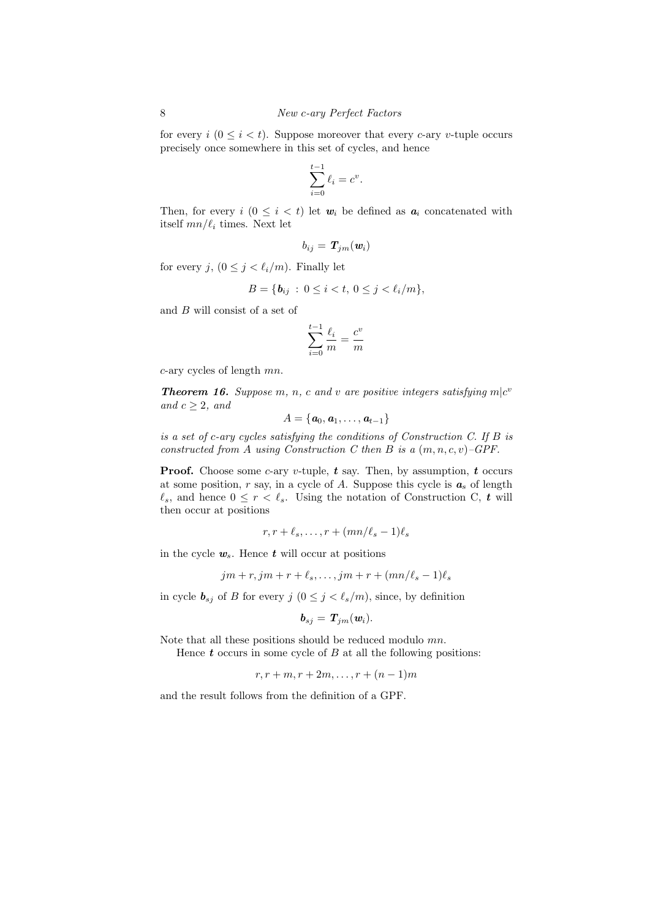for every $i$ $(0 \leq i < t)$. Suppose moreover that every $c$-ary $v$-tuple occurs precisely once somewhere in this set of cycles, and hence

$$\sum_{i=0}^{t-1} \ell_i = c^v.$$

Then, for every $i$ $(0 \leq i < t)$ let $\boldsymbol{w}_i$ be defined as $\boldsymbol{a}_i$ concatenated with itself $mn/\ell_i$ times. Next let

$$b_{ij} = \boldsymbol{T}_{jm}(\boldsymbol{w}_i)$$

for every $j$, $(0 \leq j < \ell_i/m)$. Finally let

$$B = \{\boldsymbol{b}_{ij} \,:\, 0 \leq i < t,\, 0 \leq j < \ell_i/m\},$$

and $B$ will consist of a set of

$$\sum_{i=0}^{t-1} \frac{\ell_i}{m} = \frac{c^v}{m}$$

$c$-ary cycles of length $mn$.

***Theorem 16.*** *Suppose $m$, $n$, $c$ and $v$ are positive integers satisfying $m|c^v$ and $c \geq 2$, and*

$$A = \{\boldsymbol{a}_0, \boldsymbol{a}_1, \ldots, \boldsymbol{a}_{t-1}\}$$

*is a set of $c$-ary cycles satisfying the conditions of Construction C. If $B$ is constructed from $A$ using Construction C then $B$ is a $(m, n, c, v)$–GPF.*

**Proof.** Choose some $c$-ary $v$-tuple, $\boldsymbol{t}$ say. Then, by assumption, $\boldsymbol{t}$ occurs at some position, $r$ say, in a cycle of $A$. Suppose this cycle is $\boldsymbol{a}_s$ of length $\ell_s$, and hence $0 \leq r < \ell_s$. Using the notation of Construction C, $\boldsymbol{t}$ will then occur at positions

$$r, r + \ell_s, \ldots, r + (mn/\ell_s - 1)\ell_s$$

in the cycle $\boldsymbol{w}_s$. Hence $\boldsymbol{t}$ will occur at positions

$$jm + r, jm + r + \ell_s, \ldots, jm + r + (mn/\ell_s - 1)\ell_s$$

in cycle $\boldsymbol{b}_{sj}$ of $B$ for every $j$ $(0 \leq j < \ell_s/m)$, since, by definition

$$\boldsymbol{b}_{sj} = \boldsymbol{T}_{jm}(\boldsymbol{w}_i).$$

Note that all these positions should be reduced modulo $mn$.

Hence $\boldsymbol{t}$ occurs in some cycle of $B$ at all the following positions:

$$r, r + m, r + 2m, \ldots, r + (n-1)m$$

and the result follows from the definition of a GPF.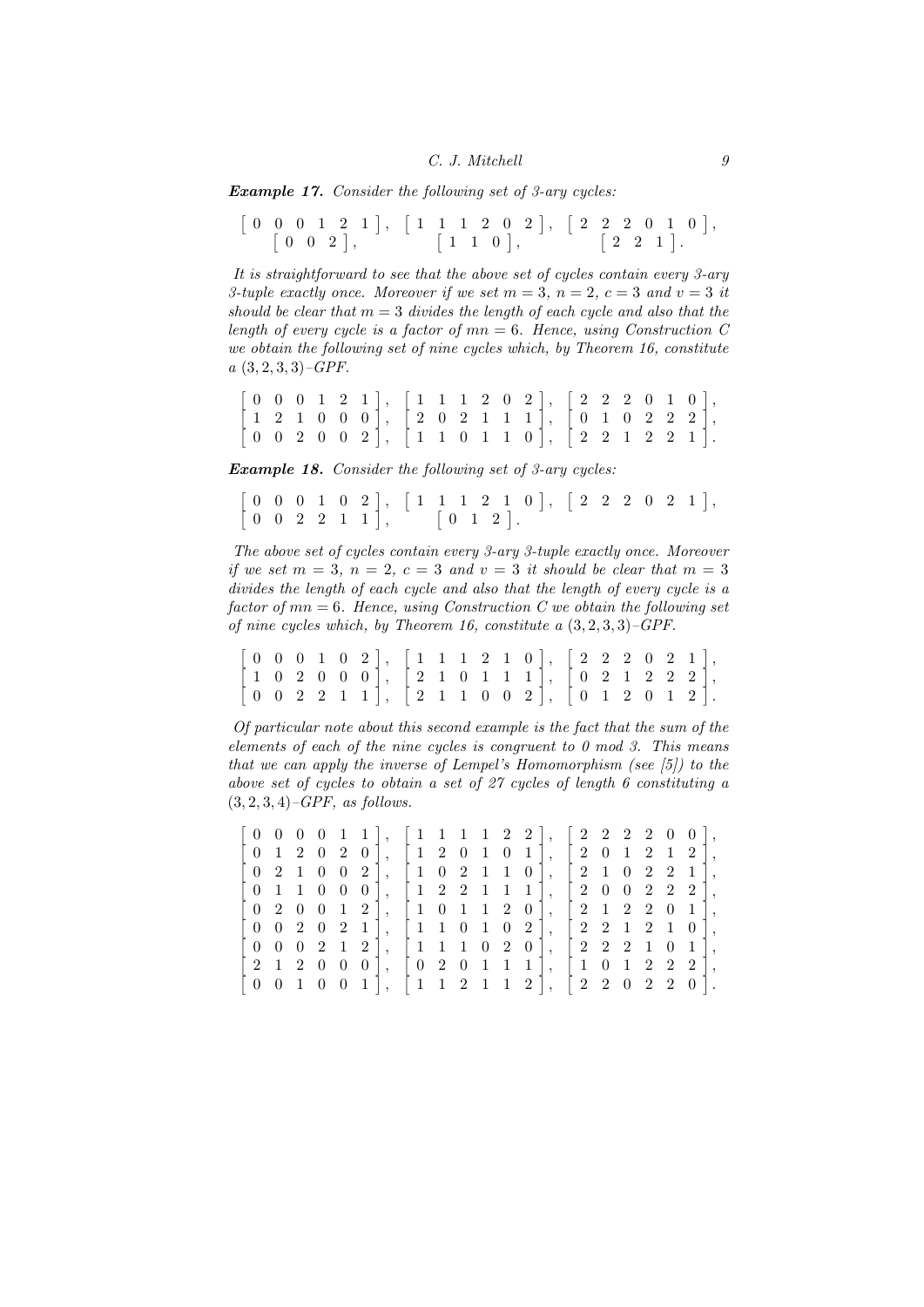***Example 17.*** *Consider the following set of 3-ary cycles:*

$$\begin{array}{ccc} \left[\,0\ \ 0\ \ 0\ \ 1\ \ 2\ \ 1\,\right], & \left[\,1\ \ 1\ \ 1\ \ 2\ \ 0\ \ 2\,\right], & \left[\,2\ \ 2\ \ 2\ \ 0\ \ 1\ \ 0\,\right], \\ \left[\,0\ \ 0\ \ 2\,\right], & \left[\,1\ \ 1\ \ 0\,\right], & \left[\,2\ \ 2\ \ 1\,\right]. \end{array}$$

*It is straightforward to see that the above set of cycles contain every 3-ary 3-tuple exactly once. Moreover if we set $m = 3$, $n = 2$, $c = 3$ and $v = 3$ it should be clear that $m = 3$ divides the length of each cycle and also that the length of every cycle is a factor of $mn = 6$. Hence, using Construction C we obtain the following set of nine cycles which, by Theorem 16, constitute a $(3, 2, 3, 3)$–GPF.*

$$\begin{array}{ccc} \left[\,0\ \ 0\ \ 0\ \ 1\ \ 2\ \ 1\,\right], & \left[\,1\ \ 1\ \ 1\ \ 2\ \ 0\ \ 2\,\right], & \left[\,2\ \ 2\ \ 2\ \ 0\ \ 1\ \ 0\,\right], \\ \left[\,1\ \ 2\ \ 1\ \ 0\ \ 0\ \ 0\,\right], & \left[\,2\ \ 0\ \ 2\ \ 1\ \ 1\ \ 1\,\right], & \left[\,0\ \ 1\ \ 0\ \ 2\ \ 2\ \ 2\,\right], \\ \left[\,0\ \ 0\ \ 2\ \ 0\ \ 0\ \ 2\,\right], & \left[\,1\ \ 1\ \ 0\ \ 1\ \ 1\ \ 0\,\right], & \left[\,2\ \ 2\ \ 1\ \ 2\ \ 2\ \ 1\,\right]. \end{array}$$

***Example 18.*** *Consider the following set of 3-ary cycles:*

$$\begin{array}{ccc} \left[\,0\ \ 0\ \ 0\ \ 1\ \ 0\ \ 2\,\right], & \left[\,1\ \ 1\ \ 1\ \ 2\ \ 1\ \ 0\,\right], & \left[\,2\ \ 2\ \ 2\ \ 0\ \ 2\ \ 1\,\right], \\ \left[\,0\ \ 0\ \ 2\ \ 2\ \ 1\ \ 1\,\right], & \left[\,0\ \ 1\ \ 2\,\right]. & \end{array}$$

*The above set of cycles contain every 3-ary 3-tuple exactly once. Moreover if we set $m = 3$, $n = 2$, $c = 3$ and $v = 3$ it should be clear that $m = 3$ divides the length of each cycle and also that the length of every cycle is a factor of $mn = 6$. Hence, using Construction C we obtain the following set of nine cycles which, by Theorem 16, constitute a $(3, 2, 3, 3)$–GPF.*

$$\begin{array}{ccc} \left[\,0\ \ 0\ \ 0\ \ 1\ \ 0\ \ 2\,\right], & \left[\,1\ \ 1\ \ 1\ \ 2\ \ 1\ \ 0\,\right], & \left[\,2\ \ 2\ \ 2\ \ 0\ \ 2\ \ 1\,\right], \\ \left[\,1\ \ 0\ \ 2\ \ 0\ \ 0\ \ 0\,\right], & \left[\,2\ \ 1\ \ 0\ \ 1\ \ 1\ \ 1\,\right], & \left[\,0\ \ 2\ \ 1\ \ 2\ \ 2\ \ 2\,\right], \\ \left[\,0\ \ 0\ \ 2\ \ 2\ \ 1\ \ 1\,\right], & \left[\,2\ \ 1\ \ 1\ \ 0\ \ 0\ \ 2\,\right], & \left[\,0\ \ 1\ \ 2\ \ 0\ \ 1\ \ 2\,\right]. \end{array}$$

*Of particular note about this second example is the fact that the sum of the elements of each of the nine cycles is congruent to 0 mod 3. This means that we can apply the inverse of Lempel's Homomorphism (see [5]) to the above set of cycles to obtain a set of 27 cycles of length 6 constituting a $(3, 2, 3, 4)$–GPF, as follows.*

$$\begin{array}{ccc} \left[\,0\ \ 0\ \ 0\ \ 0\ \ 1\ \ 1\,\right], & \left[\,1\ \ 1\ \ 1\ \ 1\ \ 2\ \ 2\,\right], & \left[\,2\ \ 2\ \ 2\ \ 2\ \ 0\ \ 0\,\right], \\ \left[\,0\ \ 1\ \ 2\ \ 0\ \ 2\ \ 0\,\right], & \left[\,1\ \ 2\ \ 0\ \ 1\ \ 0\ \ 1\,\right], & \left[\,2\ \ 0\ \ 1\ \ 2\ \ 1\ \ 2\,\right], \\ \left[\,0\ \ 2\ \ 1\ \ 0\ \ 0\ \ 2\,\right], & \left[\,1\ \ 0\ \ 2\ \ 1\ \ 1\ \ 0\,\right], & \left[\,2\ \ 1\ \ 0\ \ 2\ \ 2\ \ 1\,\right], \\ \left[\,0\ \ 1\ \ 1\ \ 0\ \ 0\ \ 0\,\right], & \left[\,1\ \ 2\ \ 2\ \ 1\ \ 1\ \ 1\,\right], & \left[\,2\ \ 0\ \ 0\ \ 2\ \ 2\ \ 2\,\right], \\ \left[\,0\ \ 2\ \ 0\ \ 0\ \ 1\ \ 2\,\right], & \left[\,1\ \ 0\ \ 1\ \ 1\ \ 2\ \ 0\,\right], & \left[\,2\ \ 1\ \ 2\ \ 2\ \ 0\ \ 1\,\right], \\ \left[\,0\ \ 0\ \ 2\ \ 0\ \ 2\ \ 1\,\right], & \left[\,1\ \ 1\ \ 0\ \ 1\ \ 0\ \ 2\,\right], & \left[\,2\ \ 2\ \ 1\ \ 2\ \ 1\ \ 0\,\right], \\ \left[\,0\ \ 0\ \ 0\ \ 2\ \ 1\ \ 2\,\right], & \left[\,1\ \ 1\ \ 1\ \ 0\ \ 2\ \ 0\,\right], & \left[\,2\ \ 2\ \ 2\ \ 1\ \ 0\ \ 1\,\right], \\ \left[\,2\ \ 1\ \ 2\ \ 0\ \ 0\ \ 0\,\right], & \left[\,0\ \ 2\ \ 0\ \ 1\ \ 1\ \ 1\,\right], & \left[\,1\ \ 0\ \ 1\ \ 2\ \ 2\ \ 2\,\right], \\ \left[\,0\ \ 0\ \ 1\ \ 0\ \ 0\ \ 1\,\right], & \left[\,1\ \ 1\ \ 2\ \ 1\ \ 1\ \ 2\,\right], & \left[\,2\ \ 2\ \ 0\ \ 2\ \ 2\ \ 0\,\right]. \end{array}$$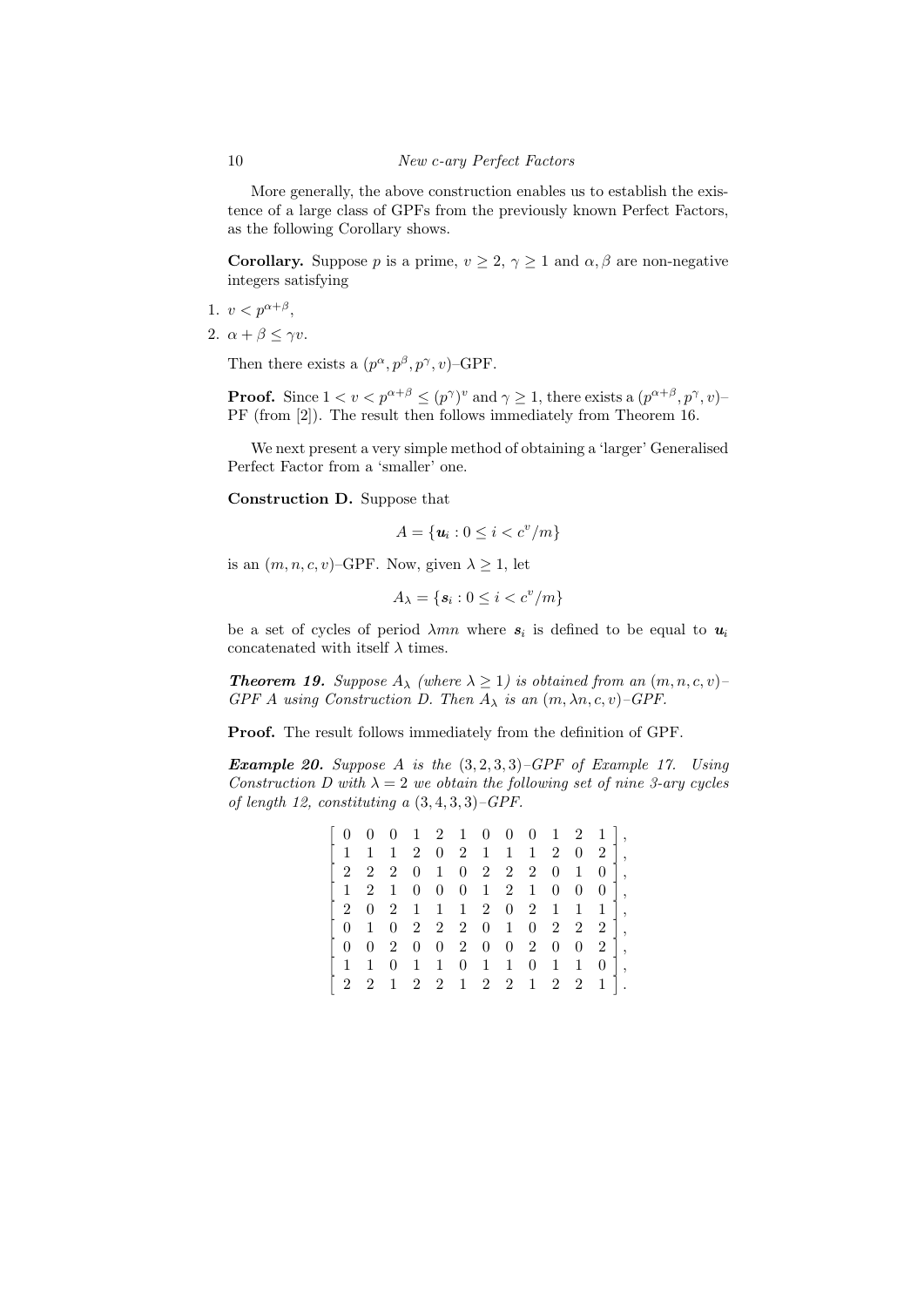More generally, the above construction enables us to establish the existence of a large class of GPFs from the previously known Perfect Factors, as the following Corollary shows.

**Corollary.** Suppose $p$ is a prime, $v \geq 2$, $\gamma \geq 1$ and $\alpha, \beta$ are non-negative integers satisfying

1. $v < p^{\alpha+\beta}$,
2. $\alpha + \beta \leq \gamma v$.

Then there exists a $(p^\alpha, p^\beta, p^\gamma, v)$–GPF.

**Proof.** Since $1 < v < p^{\alpha+\beta} \leq (p^\gamma)^v$ and $\gamma \geq 1$, there exists a $(p^{\alpha+\beta}, p^\gamma, v)$–PF (from [2]). The result then follows immediately from Theorem 16.

We next present a very simple method of obtaining a 'larger' Generalised Perfect Factor from a 'smaller' one.

**Construction D.** Suppose that

$$A = \{\boldsymbol{u}_i : 0 \leq i < c^v/m\}$$

is an $(m, n, c, v)$–GPF. Now, given $\lambda \geq 1$, let

$$A_\lambda = \{\boldsymbol{s}_i : 0 \leq i < c^v/m\}$$

be a set of cycles of period $\lambda mn$ where $\boldsymbol{s}_i$ is defined to be equal to $\boldsymbol{u}_i$ concatenated with itself $\lambda$ times.

***Theorem 19.*** *Suppose $A_\lambda$ (where $\lambda \geq 1$) is obtained from an $(m, n, c, v)$–GPF $A$ using Construction D. Then $A_\lambda$ is an $(m, \lambda n, c, v)$–GPF.*

**Proof.** The result follows immediately from the definition of GPF.

***Example 20.*** *Suppose $A$ is the $(3, 2, 3, 3)$–GPF of Example 17. Using Construction D with $\lambda = 2$ we obtain the following set of nine 3-ary cycles of length 12, constituting a $(3, 4, 3, 3)$–GPF.*

$$\begin{bmatrix} 0 & 0 & 0 & 1 & 2 & 1 & 0 & 0 & 0 & 1 & 2 & 1 \end{bmatrix},$$
$$\begin{bmatrix} 1 & 1 & 1 & 2 & 0 & 2 & 1 & 1 & 1 & 2 & 0 & 2 \end{bmatrix},$$
$$\begin{bmatrix} 2 & 2 & 2 & 0 & 1 & 0 & 2 & 2 & 2 & 0 & 1 & 0 \end{bmatrix},$$
$$\begin{bmatrix} 1 & 2 & 1 & 0 & 0 & 0 & 1 & 2 & 1 & 0 & 0 & 0 \end{bmatrix},$$
$$\begin{bmatrix} 2 & 0 & 2 & 1 & 1 & 1 & 2 & 0 & 2 & 1 & 1 & 1 \end{bmatrix},$$
$$\begin{bmatrix} 0 & 1 & 0 & 2 & 2 & 2 & 0 & 1 & 0 & 2 & 2 & 2 \end{bmatrix},$$
$$\begin{bmatrix} 0 & 0 & 2 & 0 & 0 & 2 & 0 & 0 & 2 & 0 & 0 & 2 \end{bmatrix},$$
$$\begin{bmatrix} 1 & 1 & 0 & 1 & 1 & 0 & 1 & 1 & 0 & 1 & 1 & 0 \end{bmatrix},$$
$$\begin{bmatrix} 2 & 2 & 1 & 2 & 2 & 1 & 2 & 2 & 1 & 2 & 2 & 1 \end{bmatrix}.$$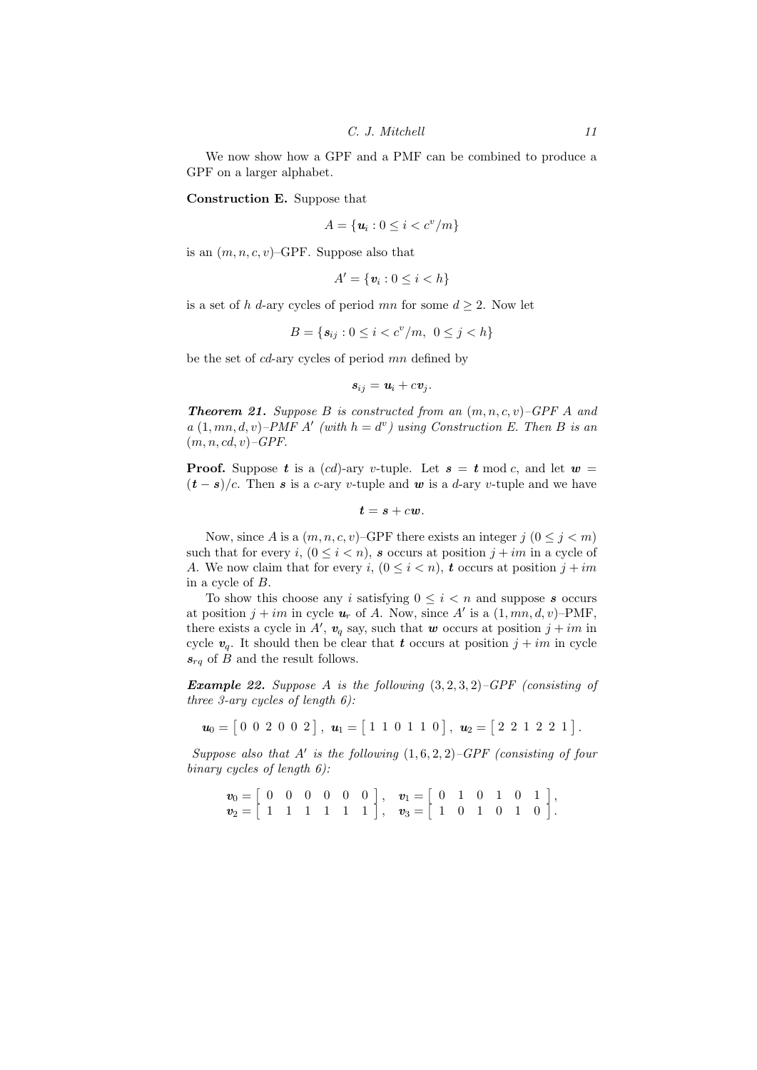We now show how a GPF and a PMF can be combined to produce a GPF on a larger alphabet.

**Construction E.** Suppose that

$$A = \{\boldsymbol{u}_i : 0 \leq i < c^v/m\}$$

is an $(m, n, c, v)$–GPF. Suppose also that

$$A' = \{\boldsymbol{v}_i : 0 \leq i < h\}$$

is a set of $h$ $d$-ary cycles of period $mn$ for some $d \geq 2$. Now let

$$B = \{\boldsymbol{s}_{ij} : 0 \leq i < c^v/m,\ 0 \leq j < h\}$$

be the set of $cd$-ary cycles of period $mn$ defined by

$$\boldsymbol{s}_{ij} = \boldsymbol{u}_i + c\boldsymbol{v}_j.$$

***Theorem 21.*** *Suppose $B$ is constructed from an $(m, n, c, v)$–GPF $A$ and a $(1, mn, d, v)$–PMF $A'$ (with $h = d^v$) using Construction E. Then $B$ is an $(m, n, cd, v)$–GPF.*

**Proof.** Suppose $\boldsymbol{t}$ is a $(cd)$-ary $v$-tuple. Let $\boldsymbol{s} = \boldsymbol{t} \bmod c$, and let $\boldsymbol{w} = (\boldsymbol{t} - \boldsymbol{s})/c$. Then $\boldsymbol{s}$ is a $c$-ary $v$-tuple and $\boldsymbol{w}$ is a $d$-ary $v$-tuple and we have

$$\boldsymbol{t} = \boldsymbol{s} + c\boldsymbol{w}.$$

Now, since $A$ is a $(m, n, c, v)$–GPF there exists an integer $j$ $(0 \leq j < m)$ such that for every $i$, $(0 \leq i < n)$, $\boldsymbol{s}$ occurs at position $j + im$ in a cycle of $A$. We now claim that for every $i$, $(0 \leq i < n)$, $\boldsymbol{t}$ occurs at position $j + im$ in a cycle of $B$.

To show this choose any $i$ satisfying $0 \leq i < n$ and suppose $\boldsymbol{s}$ occurs at position $j + im$ in cycle $\boldsymbol{u}_r$ of $A$. Now, since $A'$ is a $(1, mn, d, v)$–PMF, there exists a cycle in $A'$, $\boldsymbol{v}_q$ say, such that $\boldsymbol{w}$ occurs at position $j + im$ in cycle $\boldsymbol{v}_q$. It should then be clear that $\boldsymbol{t}$ occurs at position $j + im$ in cycle $\boldsymbol{s}_{rq}$ of $B$ and the result follows.

***Example 22.*** *Suppose $A$ is the following $(3, 2, 3, 2)$–GPF (consisting of three 3-ary cycles of length 6):*

$$\boldsymbol{u}_0 = \begin{bmatrix} 0 & 0 & 2 & 0 & 0 & 2 \end{bmatrix},\ \boldsymbol{u}_1 = \begin{bmatrix} 1 & 1 & 0 & 1 & 1 & 0 \end{bmatrix},\ \boldsymbol{u}_2 = \begin{bmatrix} 2 & 2 & 1 & 2 & 2 & 1 \end{bmatrix}.$$

*Suppose also that $A'$ is the following $(1, 6, 2, 2)$–GPF (consisting of four binary cycles of length 6):*

$$\begin{array}{ll} \boldsymbol{v}_0 = \begin{bmatrix} 0 & 0 & 0 & 0 & 0 & 0 \end{bmatrix}, & \boldsymbol{v}_1 = \begin{bmatrix} 0 & 1 & 0 & 1 & 0 & 1 \end{bmatrix}, \\ \boldsymbol{v}_2 = \begin{bmatrix} 1 & 1 & 1 & 1 & 1 & 1 \end{bmatrix}, & \boldsymbol{v}_3 = \begin{bmatrix} 1 & 0 & 1 & 0 & 1 & 0 \end{bmatrix}. \end{array}$$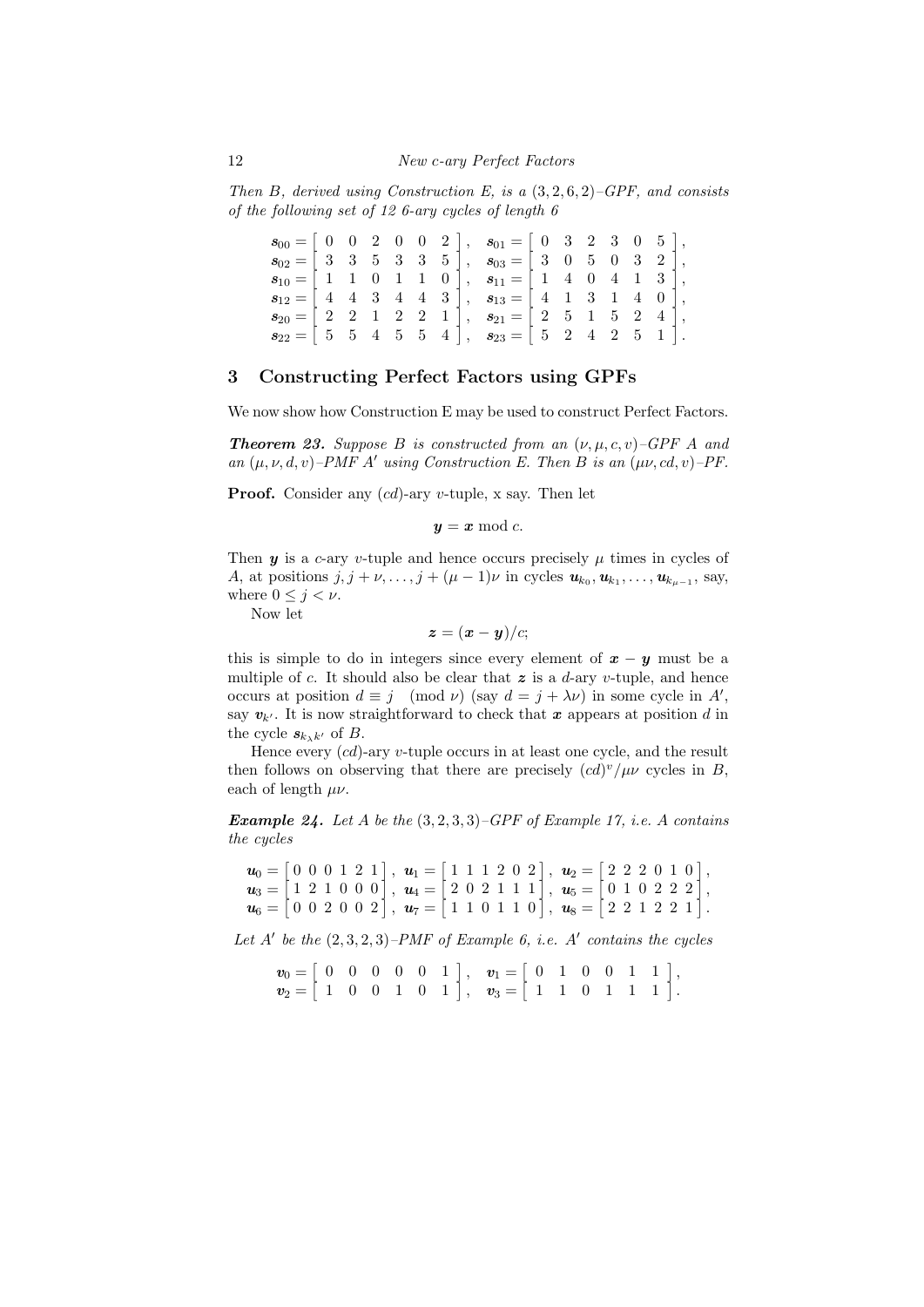*Then B, derived using Construction E, is a $(3,2,6,2)$–GPF, and consists of the following set of 12 6-ary cycles of length 6*

$$
\begin{aligned}
\boldsymbol{s}_{00} &= \left[\begin{array}{cccccc} 0 & 0 & 2 & 0 & 0 & 2 \end{array}\right], & \boldsymbol{s}_{01} &= \left[\begin{array}{cccccc} 0 & 3 & 2 & 3 & 0 & 5 \end{array}\right], \\
\boldsymbol{s}_{02} &= \left[\begin{array}{cccccc} 3 & 3 & 5 & 3 & 3 & 5 \end{array}\right], & \boldsymbol{s}_{03} &= \left[\begin{array}{cccccc} 3 & 0 & 5 & 0 & 3 & 2 \end{array}\right], \\
\boldsymbol{s}_{10} &= \left[\begin{array}{cccccc} 1 & 1 & 0 & 1 & 1 & 0 \end{array}\right], & \boldsymbol{s}_{11} &= \left[\begin{array}{cccccc} 1 & 4 & 0 & 4 & 1 & 3 \end{array}\right], \\
\boldsymbol{s}_{12} &= \left[\begin{array}{cccccc} 4 & 4 & 3 & 4 & 4 & 3 \end{array}\right], & \boldsymbol{s}_{13} &= \left[\begin{array}{cccccc} 4 & 1 & 3 & 1 & 4 & 0 \end{array}\right], \\
\boldsymbol{s}_{20} &= \left[\begin{array}{cccccc} 2 & 2 & 1 & 2 & 2 & 1 \end{array}\right], & \boldsymbol{s}_{21} &= \left[\begin{array}{cccccc} 2 & 5 & 1 & 5 & 2 & 4 \end{array}\right], \\
\boldsymbol{s}_{22} &= \left[\begin{array}{cccccc} 5 & 5 & 4 & 5 & 5 & 4 \end{array}\right], & \boldsymbol{s}_{23} &= \left[\begin{array}{cccccc} 5 & 2 & 4 & 2 & 5 & 1 \end{array}\right].
\end{aligned}
$$

## 3 Constructing Perfect Factors using GPFs

We now show how Construction E may be used to construct Perfect Factors.

***Theorem 23.*** *Suppose B is constructed from an $(\nu,\mu,c,v)$–GPF A and an $(\mu,\nu,d,v)$–PMF $A'$ using Construction E. Then B is an $(\mu\nu,cd,v)$–PF.*

**Proof.** Consider any $(cd)$-ary $v$-tuple, x say. Then let

$$\boldsymbol{y} = \boldsymbol{x} \bmod c.$$

Then $\boldsymbol{y}$ is a $c$-ary $v$-tuple and hence occurs precisely $\mu$ times in cycles of $A$, at positions $j, j+\nu, \ldots, j+(\mu-1)\nu$ in cycles $\boldsymbol{u}_{k_0}, \boldsymbol{u}_{k_1}, \ldots, \boldsymbol{u}_{k_{\mu-1}}$, say, where $0 \leq j < \nu$.

Now let

$$\boldsymbol{z} = (\boldsymbol{x} - \boldsymbol{y})/c;$$

this is simple to do in integers since every element of $\boldsymbol{x}-\boldsymbol{y}$ must be a multiple of $c$. It should also be clear that $\boldsymbol{z}$ is a $d$-ary $v$-tuple, and hence occurs at position $d \equiv j \pmod{\nu}$ (say $d = j + \lambda\nu$) in some cycle in $A'$, say $\boldsymbol{v}_{k'}$. It is now straightforward to check that $\boldsymbol{x}$ appears at position $d$ in the cycle $\boldsymbol{s}_{k_\lambda k'}$ of $B$.

Hence every $(cd)$-ary $v$-tuple occurs in at least one cycle, and the result then follows on observing that there are precisely $(cd)^v/\mu\nu$ cycles in $B$, each of length $\mu\nu$.

***Example 24.*** *Let A be the $(3,2,3,3)$–GPF of Example 17, i.e. A contains the cycles*

$$
\begin{aligned}
\boldsymbol{u}_0 &= \left[\begin{array}{cccccc} 0 & 0 & 0 & 1 & 2 & 1 \end{array}\right], & \boldsymbol{u}_1 &= \left[\begin{array}{cccccc} 1 & 1 & 1 & 2 & 0 & 2 \end{array}\right], & \boldsymbol{u}_2 &= \left[\begin{array}{cccccc} 2 & 2 & 2 & 0 & 1 & 0 \end{array}\right], \\
\boldsymbol{u}_3 &= \left[\begin{array}{cccccc} 1 & 2 & 1 & 0 & 0 & 0 \end{array}\right], & \boldsymbol{u}_4 &= \left[\begin{array}{cccccc} 2 & 0 & 2 & 1 & 1 & 1 \end{array}\right], & \boldsymbol{u}_5 &= \left[\begin{array}{cccccc} 0 & 1 & 0 & 2 & 2 & 2 \end{array}\right], \\
\boldsymbol{u}_6 &= \left[\begin{array}{cccccc} 0 & 0 & 2 & 0 & 0 & 2 \end{array}\right], & \boldsymbol{u}_7 &= \left[\begin{array}{cccccc} 1 & 1 & 0 & 1 & 1 & 0 \end{array}\right], & \boldsymbol{u}_8 &= \left[\begin{array}{cccccc} 2 & 2 & 1 & 2 & 2 & 1 \end{array}\right].
\end{aligned}
$$

*Let $A'$ be the $(2,3,2,3)$–PMF of Example 6, i.e. $A'$ contains the cycles*

$$
\begin{aligned}
\boldsymbol{v}_0 &= \left[\begin{array}{cccccc} 0 & 0 & 0 & 0 & 0 & 1 \end{array}\right], & \boldsymbol{v}_1 &= \left[\begin{array}{cccccc} 0 & 1 & 0 & 0 & 1 & 1 \end{array}\right], \\
\boldsymbol{v}_2 &= \left[\begin{array}{cccccc} 1 & 0 & 0 & 1 & 0 & 1 \end{array}\right], & \boldsymbol{v}_3 &= \left[\begin{array}{cccccc} 1 & 1 & 0 & 1 & 1 & 1 \end{array}\right].
\end{aligned}
$$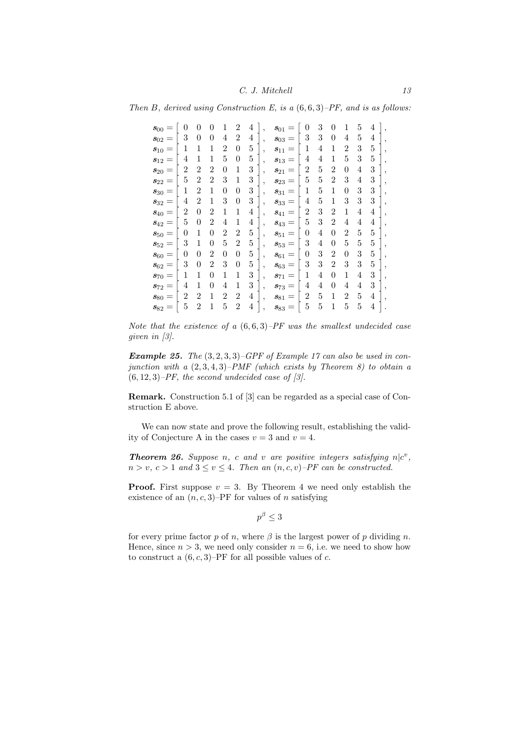*Then $B$, derived using Construction E, is a $(6,6,3)$–PF, and is as follows:*

$$
\begin{array}{ll}
\boldsymbol{s}_{00} = \left[\begin{array}{cccccc} 0 & 0 & 0 & 1 & 2 & 4 \end{array}\right], & \boldsymbol{s}_{01} = \left[\begin{array}{cccccc} 0 & 3 & 0 & 1 & 5 & 4 \end{array}\right], \\
\boldsymbol{s}_{02} = \left[\begin{array}{cccccc} 3 & 0 & 0 & 4 & 2 & 4 \end{array}\right], & \boldsymbol{s}_{03} = \left[\begin{array}{cccccc} 3 & 3 & 0 & 4 & 5 & 4 \end{array}\right], \\
\boldsymbol{s}_{10} = \left[\begin{array}{cccccc} 1 & 1 & 1 & 2 & 0 & 5 \end{array}\right], & \boldsymbol{s}_{11} = \left[\begin{array}{cccccc} 1 & 4 & 1 & 2 & 3 & 5 \end{array}\right], \\
\boldsymbol{s}_{12} = \left[\begin{array}{cccccc} 4 & 1 & 1 & 5 & 0 & 5 \end{array}\right], & \boldsymbol{s}_{13} = \left[\begin{array}{cccccc} 4 & 4 & 1 & 5 & 3 & 5 \end{array}\right], \\
\boldsymbol{s}_{20} = \left[\begin{array}{cccccc} 2 & 2 & 2 & 0 & 1 & 3 \end{array}\right], & \boldsymbol{s}_{21} = \left[\begin{array}{cccccc} 2 & 5 & 2 & 0 & 4 & 3 \end{array}\right], \\
\boldsymbol{s}_{22} = \left[\begin{array}{cccccc} 5 & 2 & 2 & 3 & 1 & 3 \end{array}\right], & \boldsymbol{s}_{23} = \left[\begin{array}{cccccc} 5 & 5 & 2 & 3 & 4 & 3 \end{array}\right], \\
\boldsymbol{s}_{30} = \left[\begin{array}{cccccc} 1 & 2 & 1 & 0 & 0 & 3 \end{array}\right], & \boldsymbol{s}_{31} = \left[\begin{array}{cccccc} 1 & 5 & 1 & 0 & 3 & 3 \end{array}\right], \\
\boldsymbol{s}_{32} = \left[\begin{array}{cccccc} 4 & 2 & 1 & 3 & 0 & 3 \end{array}\right], & \boldsymbol{s}_{33} = \left[\begin{array}{cccccc} 4 & 5 & 1 & 3 & 3 & 3 \end{array}\right], \\
\boldsymbol{s}_{40} = \left[\begin{array}{cccccc} 2 & 0 & 2 & 1 & 1 & 4 \end{array}\right], & \boldsymbol{s}_{41} = \left[\begin{array}{cccccc} 2 & 3 & 2 & 1 & 4 & 4 \end{array}\right], \\
\boldsymbol{s}_{42} = \left[\begin{array}{cccccc} 5 & 0 & 2 & 4 & 1 & 4 \end{array}\right], & \boldsymbol{s}_{43} = \left[\begin{array}{cccccc} 5 & 3 & 2 & 4 & 4 & 4 \end{array}\right], \\
\boldsymbol{s}_{50} = \left[\begin{array}{cccccc} 0 & 1 & 0 & 2 & 2 & 5 \end{array}\right], & \boldsymbol{s}_{51} = \left[\begin{array}{cccccc} 0 & 4 & 0 & 2 & 5 & 5 \end{array}\right], \\
\boldsymbol{s}_{52} = \left[\begin{array}{cccccc} 3 & 1 & 0 & 5 & 2 & 5 \end{array}\right], & \boldsymbol{s}_{53} = \left[\begin{array}{cccccc} 3 & 4 & 0 & 5 & 5 & 5 \end{array}\right], \\
\boldsymbol{s}_{60} = \left[\begin{array}{cccccc} 0 & 0 & 2 & 0 & 0 & 5 \end{array}\right], & \boldsymbol{s}_{61} = \left[\begin{array}{cccccc} 0 & 3 & 2 & 0 & 3 & 5 \end{array}\right], \\
\boldsymbol{s}_{62} = \left[\begin{array}{cccccc} 3 & 0 & 2 & 3 & 0 & 5 \end{array}\right], & \boldsymbol{s}_{63} = \left[\begin{array}{cccccc} 3 & 3 & 2 & 3 & 3 & 5 \end{array}\right], \\
\boldsymbol{s}_{70} = \left[\begin{array}{cccccc} 1 & 1 & 0 & 1 & 1 & 3 \end{array}\right], & \boldsymbol{s}_{71} = \left[\begin{array}{cccccc} 1 & 4 & 0 & 1 & 4 & 3 \end{array}\right], \\
\boldsymbol{s}_{72} = \left[\begin{array}{cccccc} 4 & 1 & 0 & 4 & 1 & 3 \end{array}\right], & \boldsymbol{s}_{73} = \left[\begin{array}{cccccc} 4 & 4 & 0 & 4 & 4 & 3 \end{array}\right], \\
\boldsymbol{s}_{80} = \left[\begin{array}{cccccc} 2 & 2 & 1 & 2 & 2 & 4 \end{array}\right], & \boldsymbol{s}_{81} = \left[\begin{array}{cccccc} 2 & 5 & 1 & 2 & 5 & 4 \end{array}\right], \\
\boldsymbol{s}_{82} = \left[\begin{array}{cccccc} 5 & 2 & 1 & 5 & 2 & 4 \end{array}\right], & \boldsymbol{s}_{83} = \left[\begin{array}{cccccc} 5 & 5 & 1 & 5 & 5 & 4 \end{array}\right].
\end{array}
$$

*Note that the existence of a $(6,6,3)$–PF was the smallest undecided case given in [3].*

***Example 25.*** *The $(3,2,3,3)$–GPF of Example 17 can also be used in conjunction with a $(2,3,4,3)$–PMF (which exists by Theorem 8) to obtain a $(6,12,3)$–PF, the second undecided case of [3].*

**Remark.** Construction 5.1 of [3] can be regarded as a special case of Construction E above.

We can now state and prove the following result, establishing the validity of Conjecture A in the cases $v = 3$ and $v = 4$.

***Theorem 26.*** *Suppose $n$, $c$ and $v$ are positive integers satisfying $n|c^v$, $n > v$, $c > 1$ and $3 \leq v \leq 4$. Then an $(n,c,v)$–PF can be constructed.*

**Proof.** First suppose $v = 3$. By Theorem 4 we need only establish the existence of an $(n,c,3)$–PF for values of $n$ satisfying

$$p^\beta \leq 3$$

for every prime factor $p$ of $n$, where $\beta$ is the largest power of $p$ dividing $n$. Hence, since $n > 3$, we need only consider $n = 6$, i.e. we need to show how to construct a $(6,c,3)$–PF for all possible values of $c$.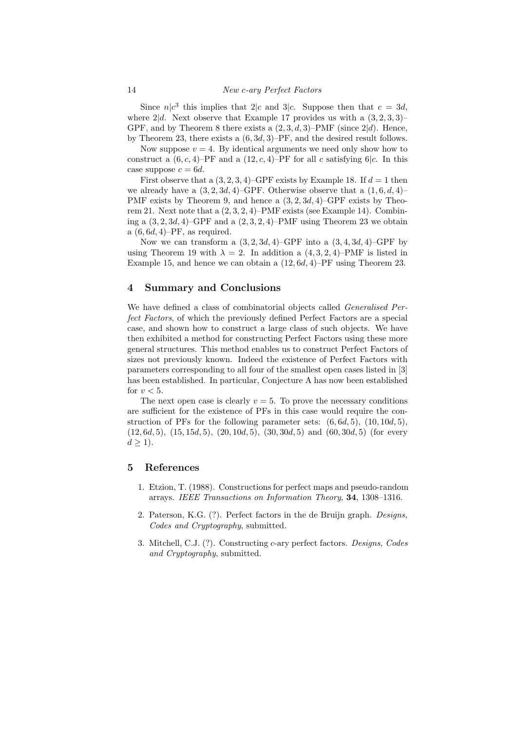Since $n|c^3$ this implies that $2|c$ and $3|c$. Suppose then that $c = 3d$, where $2|d$. Next observe that Example 17 provides us with a $(3,2,3,3)$–GPF, and by Theorem 8 there exists a $(2,3,d,3)$–PMF (since $2|d$). Hence, by Theorem 23, there exists a $(6,3d,3)$–PF, and the desired result follows.

Now suppose $v = 4$. By identical arguments we need only show how to construct a $(6,c,4)$–PF and a $(12,c,4)$–PF for all $c$ satisfying $6|c$. In this case suppose $c = 6d$.

First observe that a $(3,2,3,4)$–GPF exists by Example 18. If $d = 1$ then we already have a $(3,2,3d,4)$–GPF. Otherwise observe that a $(1,6,d,4)$–PMF exists by Theorem 9, and hence a $(3,2,3d,4)$–GPF exists by Theorem 21. Next note that a $(2,3,2,4)$–PMF exists (see Example 14). Combining a $(3,2,3d,4)$–GPF and a $(2,3,2,4)$–PMF using Theorem 23 we obtain a $(6,6d,4)$–PF, as required.

Now we can transform a $(3,2,3d,4)$–GPF into a $(3,4,3d,4)$–GPF by using Theorem 19 with $\lambda = 2$. In addition a $(4,3,2,4)$–PMF is listed in Example 15, and hence we can obtain a $(12,6d,4)$–PF using Theorem 23.

## 4 Summary and Conclusions

We have defined a class of combinatorial objects called *Generalised Perfect Factors*, of which the previously defined Perfect Factors are a special case, and shown how to construct a large class of such objects. We have then exhibited a method for constructing Perfect Factors using these more general structures. This method enables us to construct Perfect Factors of sizes not previously known. Indeed the existence of Perfect Factors with parameters corresponding to all four of the smallest open cases listed in [3] has been established. In particular, Conjecture A has now been established for $v < 5$.

The next open case is clearly $v = 5$. To prove the necessary conditions are sufficient for the existence of PFs in this case would require the construction of PFs for the following parameter sets: $(6,6d,5)$, $(10,10d,5)$, $(12,6d,5)$, $(15,15d,5)$, $(20,10d,5)$, $(30,30d,5)$ and $(60,30d,5)$ (for every $d \geq 1$).

## 5 References

1. Etzion, T. (1988). Constructions for perfect maps and pseudo-random arrays. *IEEE Transactions on Information Theory*, **34**, 1308–1316.
2. Paterson, K.G. (?). Perfect factors in the de Bruijn graph. *Designs, Codes and Cryptography*, submitted.
3. Mitchell, C.J. (?). Constructing $c$-ary perfect factors. *Designs, Codes and Cryptography*, submitted.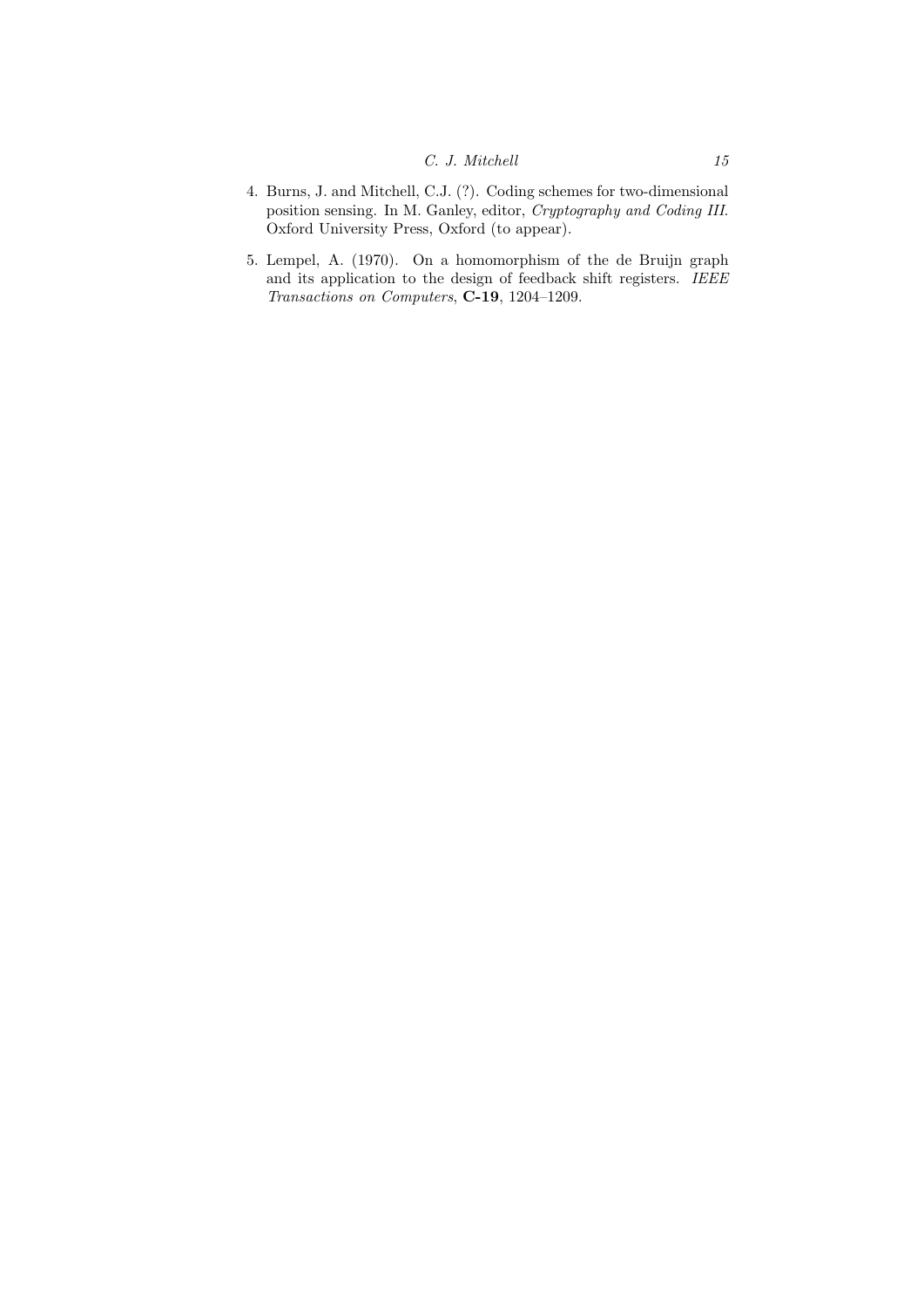4. Burns, J. and Mitchell, C.J. (?). Coding schemes for two-dimensional position sensing. In M. Ganley, editor, *Cryptography and Coding III*. Oxford University Press, Oxford (to appear).

5. Lempel, A. (1970). On a homomorphism of the de Bruijn graph and its application to the design of feedback shift registers. *IEEE Transactions on Computers*, **C-19**, 1204–1209.